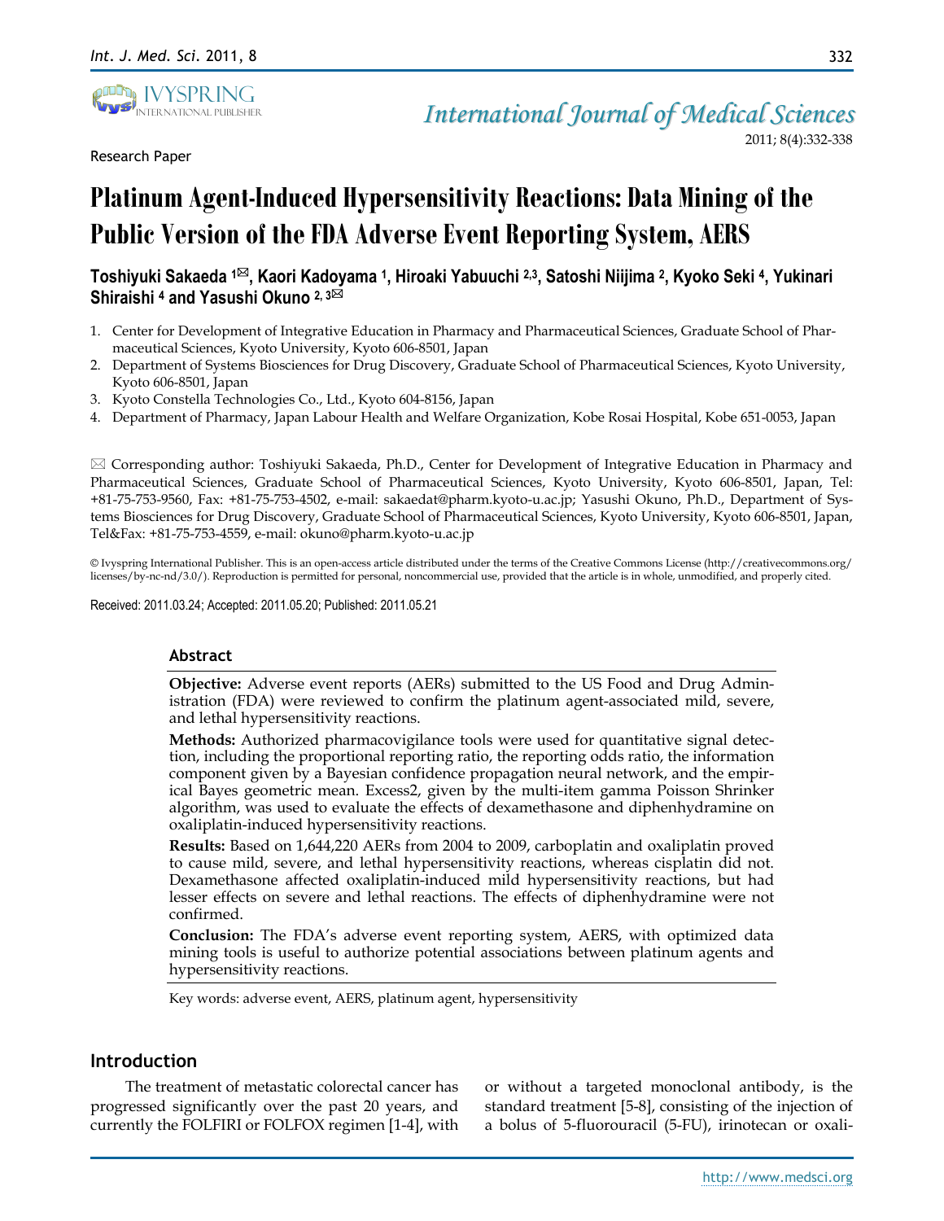Research Paper

# Platinum Agent-Induced Hypersensitivity Reactions: Data Mining of the Public Version of the FDA Adverse Event Reporting System, AERS

**Toshiyuki Sakaeda [1]✉, Kaori Kadoyama [1], Hiroaki Yabuuchi [2,3], Satoshi Niijima [2], Kyoko Seki [4], Yukinari Shiraishi [4] and Yasushi Okuno [2, 3]✉**

1. Center for Development of Integrative Education in Pharmacy and Pharmaceutical Sciences, Graduate School of Pharmaceutical Sciences, Kyoto University, Kyoto 606-8501, Japan
2. Department of Systems Biosciences for Drug Discovery, Graduate School of Pharmaceutical Sciences, Kyoto University, Kyoto 606-8501, Japan
3. Kyoto Constella Technologies Co., Ltd., Kyoto 604-8156, Japan
4. Department of Pharmacy, Japan Labour Health and Welfare Organization, Kobe Rosai Hospital, Kobe 651-0053, Japan

✉ Corresponding author: Toshiyuki Sakaeda, Ph.D., Center for Development of Integrative Education in Pharmacy and Pharmaceutical Sciences, Graduate School of Pharmaceutical Sciences, Kyoto University, Kyoto 606-8501, Japan, Tel: +81-75-753-9560, Fax: +81-75-753-4502, e-mail: sakaedat@pharm.kyoto-u.ac.jp; Yasushi Okuno, Ph.D., Department of Systems Biosciences for Drug Discovery, Graduate School of Pharmaceutical Sciences, Kyoto University, Kyoto 606-8501, Japan, Tel&Fax: +81-75-753-4559, e-mail: okuno@pharm.kyoto-u.ac.jp

© Ivyspring International Publisher. This is an open-access article distributed under the terms of the Creative Commons License (http://creativecommons.org/licenses/by-nc-nd/3.0/). Reproduction is permitted for personal, noncommercial use, provided that the article is in whole, unmodified, and properly cited.

Received: 2011.03.24; Accepted: 2011.05.20; Published: 2011.05.21

## Abstract

**Objective:** Adverse event reports (AERs) submitted to the US Food and Drug Administration (FDA) were reviewed to confirm the platinum agent-associated mild, severe, and lethal hypersensitivity reactions.

**Methods:** Authorized pharmacovigilance tools were used for quantitative signal detection, including the proportional reporting ratio, the reporting odds ratio, the information component given by a Bayesian confidence propagation neural network, and the empirical Bayes geometric mean. Excess2, given by the multi-item gamma Poisson Shrinker algorithm, was used to evaluate the effects of dexamethasone and diphenhydramine on oxaliplatin-induced hypersensitivity reactions.

**Results:** Based on 1,644,220 AERs from 2004 to 2009, carboplatin and oxaliplatin proved to cause mild, severe, and lethal hypersensitivity reactions, whereas cisplatin did not. Dexamethasone affected oxaliplatin-induced mild hypersensitivity reactions, but had lesser effects on severe and lethal reactions. The effects of diphenhydramine were not confirmed.

**Conclusion:** The FDA's adverse event reporting system, AERS, with optimized data mining tools is useful to authorize potential associations between platinum agents and hypersensitivity reactions.

Key words: adverse event, AERS, platinum agent, hypersensitivity

## Introduction

The treatment of metastatic colorectal cancer has progressed significantly over the past 20 years, and currently the FOLFIRI or FOLFOX regimen [1-4], with or without a targeted monoclonal antibody, is the standard treatment [5-8], consisting of the injection of a bolus of 5-fluorouracil (5-FU), irinotecan or oxali-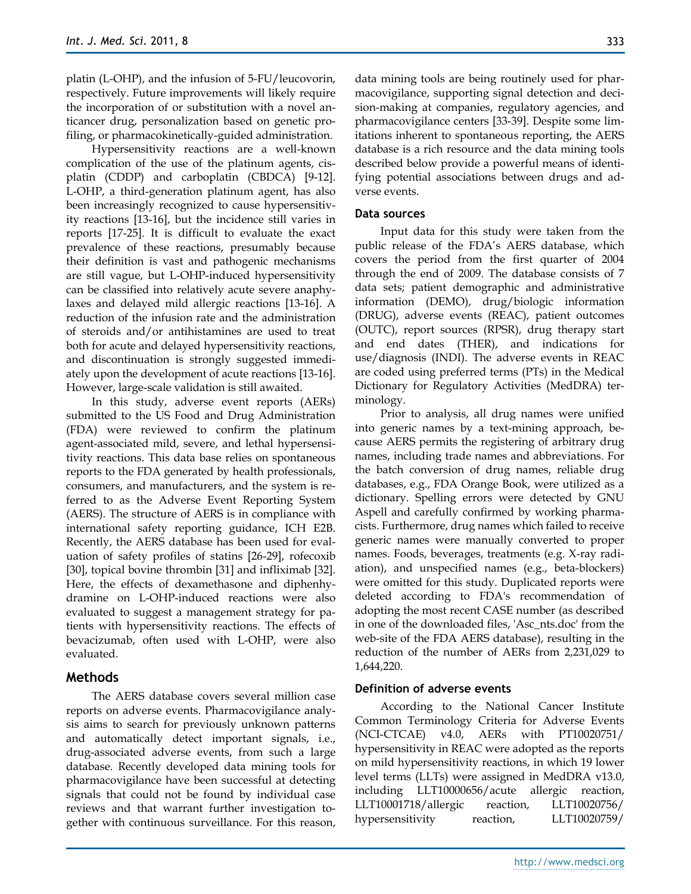platin (L-OHP), and the infusion of 5-FU/leucovorin, respectively. Future improvements will likely require the incorporation of or substitution with a novel anticancer drug, personalization based on genetic profiling, or pharmacokinetically-guided administration.

Hypersensitivity reactions are a well-known complication of the use of the platinum agents, cisplatin (CDDP) and carboplatin (CBDCA) [9-12]. L-OHP, a third-generation platinum agent, has also been increasingly recognized to cause hypersensitivity reactions [13-16], but the incidence still varies in reports [17-25]. It is difficult to evaluate the exact prevalence of these reactions, presumably because their definition is vast and pathogenic mechanisms are still vague, but L-OHP-induced hypersensitivity can be classified into relatively acute severe anaphylaxes and delayed mild allergic reactions [13-16]. A reduction of the infusion rate and the administration of steroids and/or antihistamines are used to treat both for acute and delayed hypersensitivity reactions, and discontinuation is strongly suggested immediately upon the development of acute reactions [13-16]. However, large-scale validation is still awaited.

In this study, adverse event reports (AERs) submitted to the US Food and Drug Administration (FDA) were reviewed to confirm the platinum agent-associated mild, severe, and lethal hypersensitivity reactions. This data base relies on spontaneous reports to the FDA generated by health professionals, consumers, and manufacturers, and the system is referred to as the Adverse Event Reporting System (AERS). The structure of AERS is in compliance with international safety reporting guidance, ICH E2B. Recently, the AERS database has been used for evaluation of safety profiles of statins [26-29], rofecoxib [30], topical bovine thrombin [31] and infliximab [32]. Here, the effects of dexamethasone and diphenhydramine on L-OHP-induced reactions were also evaluated to suggest a management strategy for patients with hypersensitivity reactions. The effects of bevacizumab, often used with L-OHP, were also evaluated.

## Methods

The AERS database covers several million case reports on adverse events. Pharmacovigilance analysis aims to search for previously unknown patterns and automatically detect important signals, i.e., drug-associated adverse events, from such a large database. Recently developed data mining tools for pharmacovigilance have been successful at detecting signals that could not be found by individual case reviews and that warrant further investigation together with continuous surveillance. For this reason, data mining tools are being routinely used for pharmacovigilance, supporting signal detection and decision-making at companies, regulatory agencies, and pharmacovigilance centers [33-39]. Despite some limitations inherent to spontaneous reporting, the AERS database is a rich resource and the data mining tools described below provide a powerful means of identifying potential associations between drugs and adverse events.

### Data sources

Input data for this study were taken from the public release of the FDA's AERS database, which covers the period from the first quarter of 2004 through the end of 2009. The database consists of 7 data sets; patient demographic and administrative information (DEMO), drug/biologic information (DRUG), adverse events (REAC), patient outcomes (OUTC), report sources (RPSR), drug therapy start and end dates (THER), and indications for use/diagnosis (INDI). The adverse events in REAC are coded using preferred terms (PTs) in the Medical Dictionary for Regulatory Activities (MedDRA) terminology.

Prior to analysis, all drug names were unified into generic names by a text-mining approach, because AERS permits the registering of arbitrary drug names, including trade names and abbreviations. For the batch conversion of drug names, reliable drug databases, e.g., FDA Orange Book, were utilized as a dictionary. Spelling errors were detected by GNU Aspell and carefully confirmed by working pharmacists. Furthermore, drug names which failed to receive generic names were manually converted to proper names. Foods, beverages, treatments (e.g. X-ray radiation), and unspecified names (e.g., beta-blockers) were omitted for this study. Duplicated reports were deleted according to FDA's recommendation of adopting the most recent CASE number (as described in one of the downloaded files, 'Asc_nts.doc' from the web-site of the FDA AERS database), resulting in the reduction of the number of AERs from 2,231,029 to 1,644,220.

### Definition of adverse events

According to the National Cancer Institute Common Terminology Criteria for Adverse Events (NCI-CTCAE) v4.0, AERs with PT10020751/ hypersensitivity in REAC were adopted as the reports on mild hypersensitivity reactions, in which 19 lower level terms (LLTs) were assigned in MedDRA v13.0, including LLT10000656/acute allergic reaction, LLT10001718/allergic reaction, LLT10020756/ hypersensitivity reaction, LLT10020759/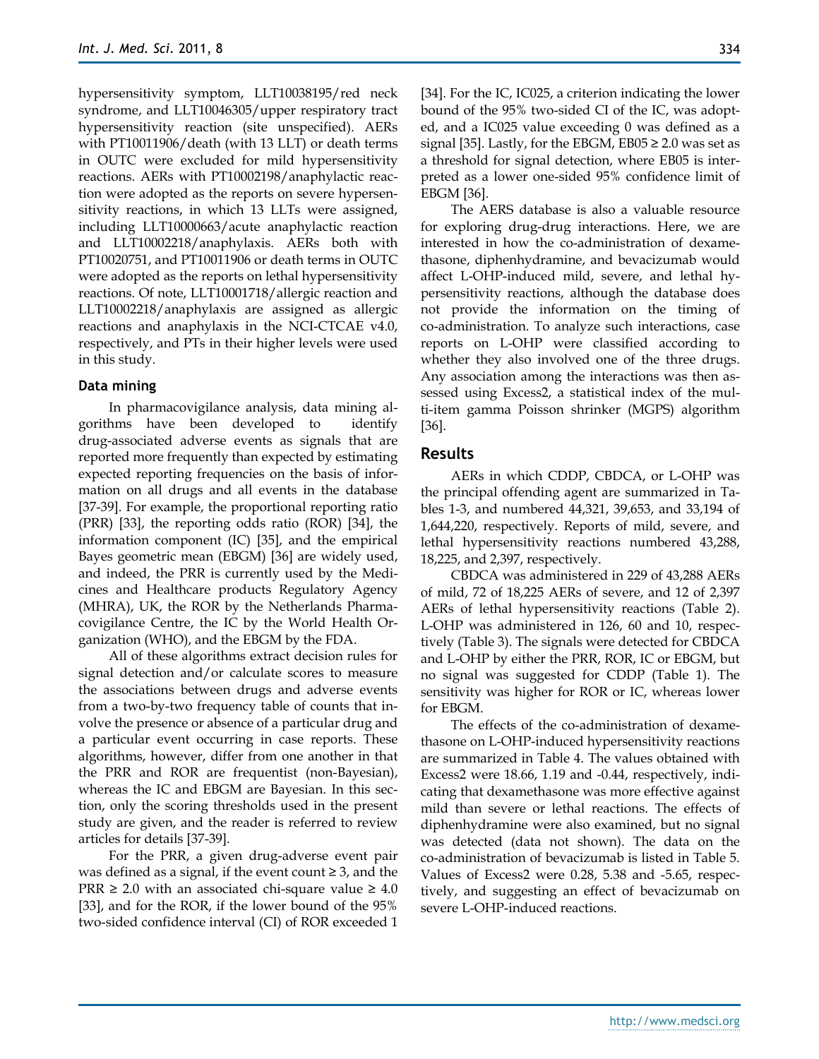hypersensitivity symptom, LLT10038195/red neck syndrome, and LLT10046305/upper respiratory tract hypersensitivity reaction (site unspecified). AERs with PT10011906/death (with 13 LLT) or death terms in OUTC were excluded for mild hypersensitivity reactions. AERs with PT10002198/anaphylactic reaction were adopted as the reports on severe hypersensitivity reactions, in which 13 LLTs were assigned, including LLT10000663/acute anaphylactic reaction and LLT10002218/anaphylaxis. AERs both with PT10020751, and PT10011906 or death terms in OUTC were adopted as the reports on lethal hypersensitivity reactions. Of note, LLT10001718/allergic reaction and LLT10002218/anaphylaxis are assigned as allergic reactions and anaphylaxis in the NCI-CTCAE v4.0, respectively, and PTs in their higher levels were used in this study.

### Data mining

In pharmacovigilance analysis, data mining algorithms have been developed to identify drug-associated adverse events as signals that are reported more frequently than expected by estimating expected reporting frequencies on the basis of information on all drugs and all events in the database [37-39]. For example, the proportional reporting ratio (PRR) [33], the reporting odds ratio (ROR) [34], the information component (IC) [35], and the empirical Bayes geometric mean (EBGM) [36] are widely used, and indeed, the PRR is currently used by the Medicines and Healthcare products Regulatory Agency (MHRA), UK, the ROR by the Netherlands Pharmacovigilance Centre, the IC by the World Health Organization (WHO), and the EBGM by the FDA.

All of these algorithms extract decision rules for signal detection and/or calculate scores to measure the associations between drugs and adverse events from a two-by-two frequency table of counts that involve the presence or absence of a particular drug and a particular event occurring in case reports. These algorithms, however, differ from one another in that the PRR and ROR are frequentist (non-Bayesian), whereas the IC and EBGM are Bayesian. In this section, only the scoring thresholds used in the present study are given, and the reader is referred to review articles for details [37-39].

For the PRR, a given drug-adverse event pair was defined as a signal, if the event count $\geq 3$, and the PRR $\geq 2.0$ with an associated chi-square value $\geq 4.0$ [33], and for the ROR, if the lower bound of the 95% two-sided confidence interval (CI) of ROR exceeded 1 [34]. For the IC, IC025, a criterion indicating the lower bound of the 95% two-sided CI of the IC, was adopted, and a IC025 value exceeding 0 was defined as a signal [35]. Lastly, for the EBGM, EB05 $\geq 2.0$ was set as a threshold for signal detection, where EB05 is interpreted as a lower one-sided 95% confidence limit of EBGM [36].

The AERS database is also a valuable resource for exploring drug-drug interactions. Here, we are interested in how the co-administration of dexamethasone, diphenhydramine, and bevacizumab would affect L-OHP-induced mild, severe, and lethal hypersensitivity reactions, although the database does not provide the information on the timing of co-administration. To analyze such interactions, case reports on L-OHP were classified according to whether they also involved one of the three drugs. Any association among the interactions was then assessed using Excess2, a statistical index of the multi-item gamma Poisson shrinker (MGPS) algorithm [36].

## Results

AERs in which CDDP, CBDCA, or L-OHP was the principal offending agent are summarized in Tables 1-3, and numbered 44,321, 39,653, and 33,194 of 1,644,220, respectively. Reports of mild, severe, and lethal hypersensitivity reactions numbered 43,288, 18,225, and 2,397, respectively.

CBDCA was administered in 229 of 43,288 AERs of mild, 72 of 18,225 AERs of severe, and 12 of 2,397 AERs of lethal hypersensitivity reactions (Table 2). L-OHP was administered in 126, 60 and 10, respectively (Table 3). The signals were detected for CBDCA and L-OHP by either the PRR, ROR, IC or EBGM, but no signal was suggested for CDDP (Table 1). The sensitivity was higher for ROR or IC, whereas lower for EBGM.

The effects of the co-administration of dexamethasone on L-OHP-induced hypersensitivity reactions are summarized in Table 4. The values obtained with Excess2 were 18.66, 1.19 and -0.44, respectively, indicating that dexamethasone was more effective against mild than severe or lethal reactions. The effects of diphenhydramine were also examined, but no signal was detected (data not shown). The data on the co-administration of bevacizumab is listed in Table 5. Values of Excess2 were 0.28, 5.38 and -5.65, respectively, and suggesting an effect of bevacizumab on severe L-OHP-induced reactions.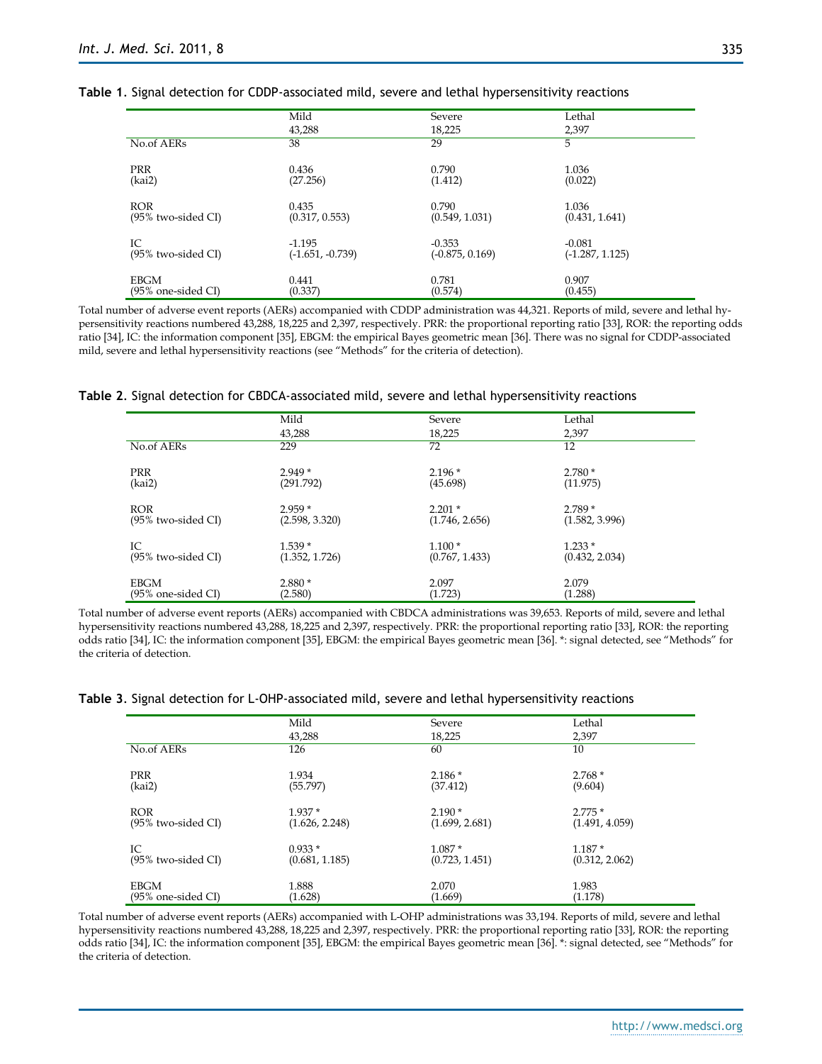**Table 1.** Signal detection for CDDP-associated mild, severe and lethal hypersensitivity reactions

| | Mild | Severe | Lethal |
|---|---|---|---|
| | 43,288 | 18,225 | 2,397 |
| No.of AERs | 38 | 29 | 5 |
| PRR | 0.436 | 0.790 | 1.036 |
| (kai2) | (27.256) | (1.412) | (0.022) |
| ROR | 0.435 | 0.790 | 1.036 |
| (95% two-sided CI) | (0.317, 0.553) | (0.549, 1.031) | (0.431, 1.641) |
| IC | -1.195 | -0.353 | -0.081 |
| (95% two-sided CI) | (-1.651, -0.739) | (-0.875, 0.169) | (-1.287, 1.125) |
| EBGM | 0.441 | 0.781 | 0.907 |
| (95% one-sided CI) | (0.337) | (0.574) | (0.455) |

Total number of adverse event reports (AERs) accompanied with CDDP administration was 44,321. Reports of mild, severe and lethal hypersensitivity reactions numbered 43,288, 18,225 and 2,397, respectively. PRR: the proportional reporting ratio [33], ROR: the reporting odds ratio [34], IC: the information component [35], EBGM: the empirical Bayes geometric mean [36]. There was no signal for CDDP-associated mild, severe and lethal hypersensitivity reactions (see "Methods" for the criteria of detection).

**Table 2.** Signal detection for CBDCA-associated mild, severe and lethal hypersensitivity reactions

| | Mild | Severe | Lethal |
|---|---|---|---|
| | 43,288 | 18,225 | 2,397 |
| No.of AERs | 229 | 72 | 12 |
| PRR | 2.949 * | 2.196 * | 2.780 * |
| (kai2) | (291.792) | (45.698) | (11.975) |
| ROR | 2.959 * | 2.201 * | 2.789 * |
| (95% two-sided CI) | (2.598, 3.320) | (1.746, 2.656) | (1.582, 3.996) |
| IC | 1.539 * | 1.100 * | 1.233 * |
| (95% two-sided CI) | (1.352, 1.726) | (0.767, 1.433) | (0.432, 2.034) |
| EBGM | 2.880 * | 2.097 | 2.079 |
| (95% one-sided CI) | (2.580) | (1.723) | (1.288) |

Total number of adverse event reports (AERs) accompanied with CBDCA administrations was 39,653. Reports of mild, severe and lethal hypersensitivity reactions numbered 43,288, 18,225 and 2,397, respectively. PRR: the proportional reporting ratio [33], ROR: the reporting odds ratio [34], IC: the information component [35], EBGM: the empirical Bayes geometric mean [36]. *: signal detected, see "Methods" for the criteria of detection.

**Table 3.** Signal detection for L-OHP-associated mild, severe and lethal hypersensitivity reactions

| | Mild | Severe | Lethal |
|---|---|---|---|
| | 43,288 | 18,225 | 2,397 |
| No.of AERs | 126 | 60 | 10 |
| PRR | 1.934 | 2.186 * | 2.768 * |
| (kai2) | (55.797) | (37.412) | (9.604) |
| ROR | 1.937 * | 2.190 * | 2.775 * |
| (95% two-sided CI) | (1.626, 2.248) | (1.699, 2.681) | (1.491, 4.059) |
| IC | 0.933 * | 1.087 * | 1.187 * |
| (95% two-sided CI) | (0.681, 1.185) | (0.723, 1.451) | (0.312, 2.062) |
| EBGM | 1.888 | 2.070 | 1.983 |
| (95% one-sided CI) | (1.628) | (1.669) | (1.178) |

Total number of adverse event reports (AERs) accompanied with L-OHP administrations was 33,194. Reports of mild, severe and lethal hypersensitivity reactions numbered 43,288, 18,225 and 2,397, respectively. PRR: the proportional reporting ratio [33], ROR: the reporting odds ratio [34], IC: the information component [35], EBGM: the empirical Bayes geometric mean [36]. *: signal detected, see "Methods" for the criteria of detection.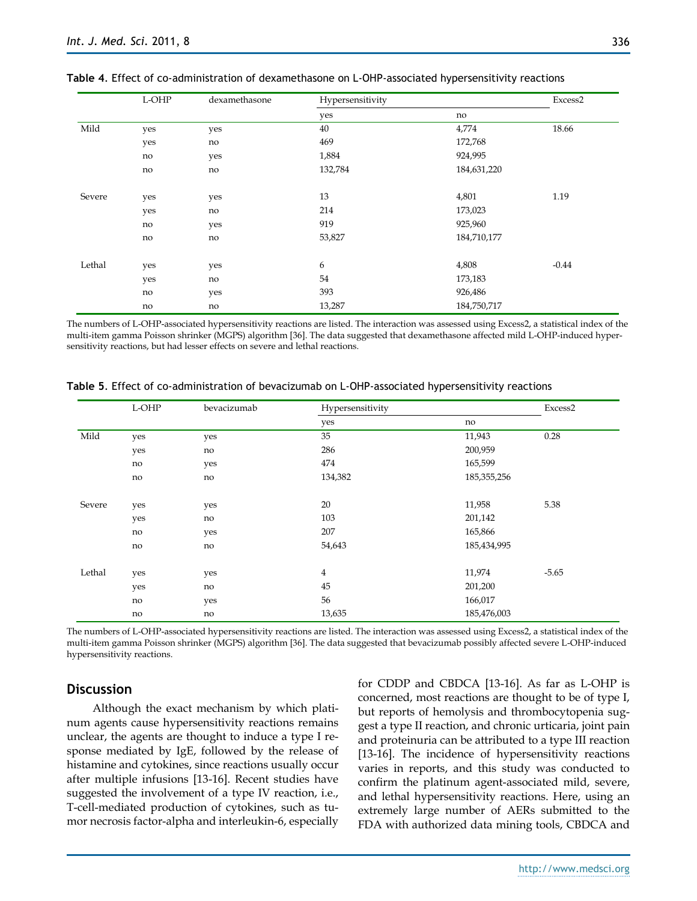**Table 4.** Effect of co-administration of dexamethasone on L-OHP-associated hypersensitivity reactions

| | L-OHP | dexamethasone | Hypersensitivity | | Excess2 |
|---|---|---|---|---|---|
| | | | yes | no | |
| Mild | yes | yes | 40 | 4,774 | 18.66 |
| | yes | no | 469 | 172,768 | |
| | no | yes | 1,884 | 924,995 | |
| | no | no | 132,784 | 184,631,220 | |
| Severe | yes | yes | 13 | 4,801 | 1.19 |
| | yes | no | 214 | 173,023 | |
| | no | yes | 919 | 925,960 | |
| | no | no | 53,827 | 184,710,177 | |
| Lethal | yes | yes | 6 | 4,808 | -0.44 |
| | yes | no | 54 | 173,183 | |
| | no | yes | 393 | 926,486 | |
| | no | no | 13,287 | 184,750,717 | |

The numbers of L-OHP-associated hypersensitivity reactions are listed. The interaction was assessed using Excess2, a statistical index of the multi-item gamma Poisson shrinker (MGPS) algorithm [36]. The data suggested that dexamethasone affected mild L-OHP-induced hypersensitivity reactions, but had lesser effects on severe and lethal reactions.

**Table 5.** Effect of co-administration of bevacizumab on L-OHP-associated hypersensitivity reactions

| | L-OHP | bevacizumab | Hypersensitivity | | Excess2 |
|---|---|---|---|---|---|
| | | | yes | no | |
| Mild | yes | yes | 35 | 11,943 | 0.28 |
| | yes | no | 286 | 200,959 | |
| | no | yes | 474 | 165,599 | |
| | no | no | 134,382 | 185,355,256 | |
| Severe | yes | yes | 20 | 11,958 | 5.38 |
| | yes | no | 103 | 201,142 | |
| | no | yes | 207 | 165,866 | |
| | no | no | 54,643 | 185,434,995 | |
| Lethal | yes | yes | 4 | 11,974 | -5.65 |
| | yes | no | 45 | 201,200 | |
| | no | yes | 56 | 166,017 | |
| | no | no | 13,635 | 185,476,003 | |

The numbers of L-OHP-associated hypersensitivity reactions are listed. The interaction was assessed using Excess2, a statistical index of the multi-item gamma Poisson shrinker (MGPS) algorithm [36]. The data suggested that bevacizumab possibly affected severe L-OHP-induced hypersensitivity reactions.

## Discussion

Although the exact mechanism by which platinum agents cause hypersensitivity reactions remains unclear, the agents are thought to induce a type I response mediated by IgE, followed by the release of histamine and cytokines, since reactions usually occur after multiple infusions [13-16]. Recent studies have suggested the involvement of a type IV reaction, i.e., T-cell-mediated production of cytokines, such as tumor necrosis factor-alpha and interleukin-6, especially for CDDP and CBDCA [13-16]. As far as L-OHP is concerned, most reactions are thought to be of type I, but reports of hemolysis and thrombocytopenia suggest a type II reaction, and chronic urticaria, joint pain and proteinuria can be attributed to a type III reaction [13-16]. The incidence of hypersensitivity reactions varies in reports, and this study was conducted to confirm the platinum agent-associated mild, severe, and lethal hypersensitivity reactions. Here, using an extremely large number of AERs submitted to the FDA with authorized data mining tools, CBDCA and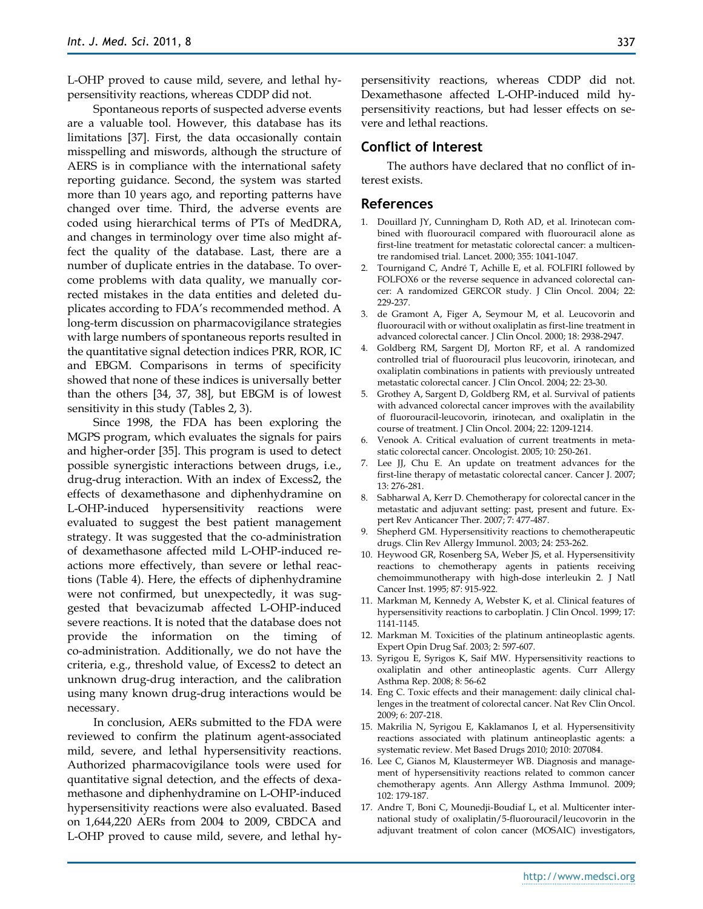L-OHP proved to cause mild, severe, and lethal hypersensitivity reactions, whereas CDDP did not.

Spontaneous reports of suspected adverse events are a valuable tool. However, this database has its limitations [37]. First, the data occasionally contain misspelling and miswords, although the structure of AERS is in compliance with the international safety reporting guidance. Second, the system was started more than 10 years ago, and reporting patterns have changed over time. Third, the adverse events are coded using hierarchical terms of PTs of MedDRA, and changes in terminology over time also might affect the quality of the database. Last, there are a number of duplicate entries in the database. To overcome problems with data quality, we manually corrected mistakes in the data entities and deleted duplicates according to FDA's recommended method. A long-term discussion on pharmacovigilance strategies with large numbers of spontaneous reports resulted in the quantitative signal detection indices PRR, ROR, IC and EBGM. Comparisons in terms of specificity showed that none of these indices is universally better than the others [34, 37, 38], but EBGM is of lowest sensitivity in this study (Tables 2, 3).

Since 1998, the FDA has been exploring the MGPS program, which evaluates the signals for pairs and higher-order [35]. This program is used to detect possible synergistic interactions between drugs, i.e., drug-drug interaction. With an index of Excess2, the effects of dexamethasone and diphenhydramine on L-OHP-induced hypersensitivity reactions were evaluated to suggest the best patient management strategy. It was suggested that the co-administration of dexamethasone affected mild L-OHP-induced reactions more effectively, than severe or lethal reactions (Table 4). Here, the effects of diphenhydramine were not confirmed, but unexpectedly, it was suggested that bevacizumab affected L-OHP-induced severe reactions. It is noted that the database does not provide the information on the timing of co-administration. Additionally, we do not have the criteria, e.g., threshold value, of Excess2 to detect an unknown drug-drug interaction, and the calibration using many known drug-drug interactions would be necessary.

In conclusion, AERs submitted to the FDA were reviewed to confirm the platinum agent-associated mild, severe, and lethal hypersensitivity reactions. Authorized pharmacovigilance tools were used for quantitative signal detection, and the effects of dexamethasone and diphenhydramine on L-OHP-induced hypersensitivity reactions were also evaluated. Based on 1,644,220 AERs from 2004 to 2009, CBDCA and L-OHP proved to cause mild, severe, and lethal hypersensitivity reactions, whereas CDDP did not. Dexamethasone affected L-OHP-induced mild hypersensitivity reactions, but had lesser effects on severe and lethal reactions.

## Conflict of Interest

The authors have declared that no conflict of interest exists.

## References

1. Douillard JY, Cunningham D, Roth AD, et al. Irinotecan combined with fluorouracil compared with fluorouracil alone as first-line treatment for metastatic colorectal cancer: a multicentre randomised trial. Lancet. 2000; 355: 1041-1047.
2. Tournigand C, André T, Achille E, et al. FOLFIRI followed by FOLFOX6 or the reverse sequence in advanced colorectal cancer: A randomized GERCOR study. J Clin Oncol. 2004; 22: 229-237.
3. de Gramont A, Figer A, Seymour M, et al. Leucovorin and fluorouracil with or without oxaliplatin as first-line treatment in advanced colorectal cancer. J Clin Oncol. 2000; 18: 2938-2947.
4. Goldberg RM, Sargent DJ, Morton RF, et al. A randomized controlled trial of fluorouracil plus leucovorin, irinotecan, and oxaliplatin combinations in patients with previously untreated metastatic colorectal cancer. J Clin Oncol. 2004; 22: 23-30.
5. Grothey A, Sargent D, Goldberg RM, et al. Survival of patients with advanced colorectal cancer improves with the availability of fluorouracil-leucovorin, irinotecan, and oxaliplatin in the course of treatment. J Clin Oncol. 2004; 22: 1209-1214.
6. Venook A. Critical evaluation of current treatments in metastatic colorectal cancer. Oncologist. 2005; 10: 250-261.
7. Lee JJ, Chu E. An update on treatment advances for the first-line therapy of metastatic colorectal cancer. Cancer J. 2007; 13: 276-281.
8. Sabharwal A, Kerr D. Chemotherapy for colorectal cancer in the metastatic and adjuvant setting: past, present and future. Expert Rev Anticancer Ther. 2007; 7: 477-487.
9. Shepherd GM. Hypersensitivity reactions to chemotherapeutic drugs. Clin Rev Allergy Immunol. 2003; 24: 253-262.
10. Heywood GR, Rosenberg SA, Weber JS, et al. Hypersensitivity reactions to chemotherapy agents in patients receiving chemoimmunotherapy with high-dose interleukin 2. J Natl Cancer Inst. 1995; 87: 915-922.
11. Markman M, Kennedy A, Webster K, et al. Clinical features of hypersensitivity reactions to carboplatin. J Clin Oncol. 1999; 17: 1141-1145.
12. Markman M. Toxicities of the platinum antineoplastic agents. Expert Opin Drug Saf. 2003; 2: 597-607.
13. Syrigou E, Syrigos K, Saif MW. Hypersensitivity reactions to oxaliplatin and other antineoplastic agents. Curr Allergy Asthma Rep. 2008; 8: 56-62
14. Eng C. Toxic effects and their management: daily clinical challenges in the treatment of colorectal cancer. Nat Rev Clin Oncol. 2009; 6: 207-218.
15. Makrilia N, Syrigou E, Kaklamanos I, et al. Hypersensitivity reactions associated with platinum antineoplastic agents: a systematic review. Met Based Drugs 2010; 2010: 207084.
16. Lee C, Gianos M, Klaustermeyer WB. Diagnosis and management of hypersensitivity reactions related to common cancer chemotherapy agents. Ann Allergy Asthma Immunol. 2009; 102: 179-187.
17. Andre T, Boni C, Mounedji-Boudiaf L, et al. Multicenter international study of oxaliplatin/5-fluorouracil/leucovorin in the adjuvant treatment of colon cancer (MOSAIC) investigators,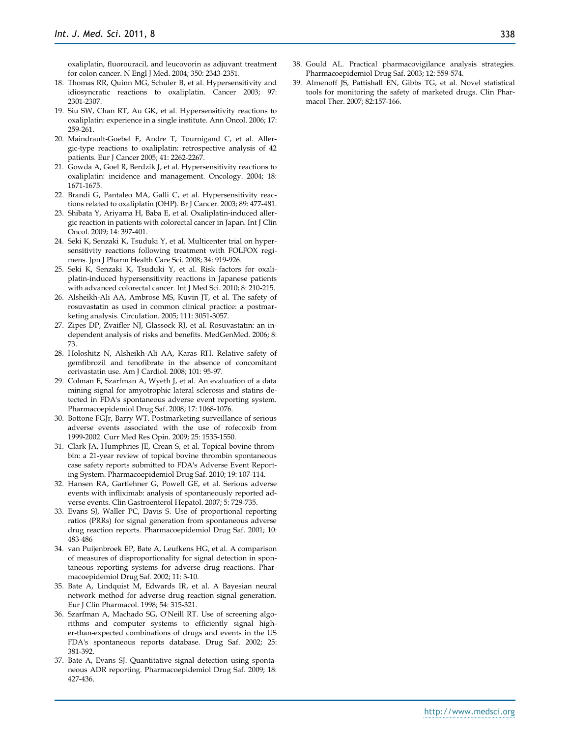oxaliplatin, fluorouracil, and leucovorin as adjuvant treatment for colon cancer. N Engl J Med. 2004; 350: 2343-2351.

18. Thomas RR, Quinn MG, Schuler B, et al. Hypersensitivity and idiosyncratic reactions to oxaliplatin. Cancer 2003; 97: 2301-2307.
19. Siu SW, Chan RT, Au GK, et al. Hypersensitivity reactions to oxaliplatin: experience in a single institute. Ann Oncol. 2006; 17: 259-261.
20. Maindrault-Goebel F, Andre T, Tournigand C, et al. Allergic-type reactions to oxaliplatin: retrospective analysis of 42 patients. Eur J Cancer 2005; 41: 2262-2267.
21. Gowda A, Goel R, Berdzik J, et al. Hypersensitivity reactions to oxaliplatin: incidence and management. Oncology. 2004; 18: 1671-1675.
22. Brandi G, Pantaleo MA, Galli C, et al. Hypersensitivity reactions related to oxaliplatin (OHP). Br J Cancer. 2003; 89: 477-481.
23. Shibata Y, Ariyama H, Baba E, et al. Oxaliplatin-induced allergic reaction in patients with colorectal cancer in Japan. Int J Clin Oncol. 2009; 14: 397-401.
24. Seki K, Senzaki K, Tsuduki Y, et al. Multicenter trial on hypersensitivity reactions following treatment with FOLFOX regimens. Jpn J Pharm Health Care Sci. 2008; 34: 919-926.
25. Seki K, Senzaki K, Tsuduki Y, et al. Risk factors for oxaliplatin-induced hypersensitivity reactions in Japanese patients with advanced colorectal cancer. Int J Med Sci. 2010; 8: 210-215.
26. Alsheikh-Ali AA, Ambrose MS, Kuvin JT, et al. The safety of rosuvastatin as used in common clinical practice: a postmarketing analysis. Circulation. 2005; 111: 3051-3057.
27. Zipes DP, Zvaifler NJ, Glassock RJ, et al. Rosuvastatin: an independent analysis of risks and benefits. MedGenMed. 2006; 8: 73.
28. Holoshitz N, Alsheikh-Ali AA, Karas RH. Relative safety of gemfibrozil and fenofibrate in the absence of concomitant cerivastatin use. Am J Cardiol. 2008; 101: 95-97.
29. Colman E, Szarfman A, Wyeth J, et al. An evaluation of a data mining signal for amyotrophic lateral sclerosis and statins detected in FDA's spontaneous adverse event reporting system. Pharmacoepidemiol Drug Saf. 2008; 17: 1068-1076.
30. Bottone FGJr, Barry WT. Postmarketing surveillance of serious adverse events associated with the use of rofecoxib from 1999-2002. Curr Med Res Opin. 2009; 25: 1535-1550.
31. Clark JA, Humphries JE, Crean S, et al. Topical bovine thrombin: a 21-year review of topical bovine thrombin spontaneous case safety reports submitted to FDA's Adverse Event Reporting System. Pharmacoepidemiol Drug Saf. 2010; 19: 107-114.
32. Hansen RA, Gartlehner G, Powell GE, et al. Serious adverse events with infliximab: analysis of spontaneously reported adverse events. Clin Gastroenterol Hepatol. 2007; 5: 729-735.
33. Evans SJ, Waller PC, Davis S. Use of proportional reporting ratios (PRRs) for signal generation from spontaneous adverse drug reaction reports. Pharmacoepidemiol Drug Saf. 2001; 10: 483-486
34. van Puijenbroek EP, Bate A, Leufkens HG, et al. A comparison of measures of disproportionality for signal detection in spontaneous reporting systems for adverse drug reactions. Pharmacoepidemiol Drug Saf. 2002; 11: 3-10.
35. Bate A, Lindquist M, Edwards IR, et al. A Bayesian neural network method for adverse drug reaction signal generation. Eur J Clin Pharmacol. 1998; 54: 315-321.
36. Szarfman A, Machado SG, O'Neill RT. Use of screening algorithms and computer systems to efficiently signal higher-than-expected combinations of drugs and events in the US FDA's spontaneous reports database. Drug Saf. 2002; 25: 381-392.
37. Bate A, Evans SJ. Quantitative signal detection using spontaneous ADR reporting. Pharmacoepidemiol Drug Saf. 2009; 18: 427-436.
38. Gould AL. Practical pharmacovigilance analysis strategies. Pharmacoepidemiol Drug Saf. 2003; 12: 559-574.
39. Almenoff JS, Pattishall EN, Gibbs TG, et al. Novel statistical tools for monitoring the safety of marketed drugs. Clin Pharmacol Ther. 2007; 82:157-166.